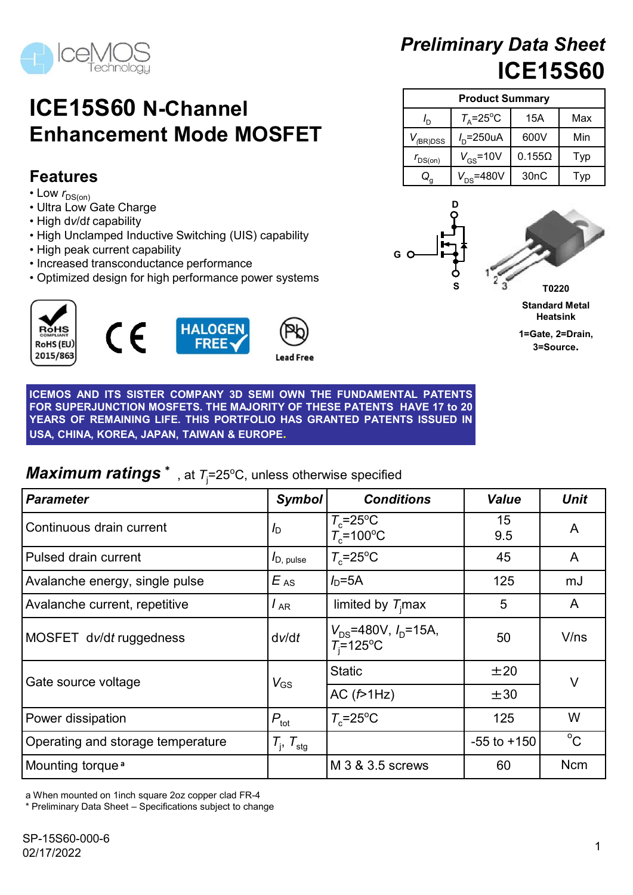# Preliminary Data Sheet

# ICE15S60

# ICE15S60 N-Channel Enhancement Mode MOSFET

| Product Summary | | | |
|---|---|---|---|
| $I_D$ | $T_A$=25°C | 15A | Max |
| $V_{(BR)DSS}$ | $I_D$=250uA | 600V | Min |
| $r_{DS(on)}$ | $V_{GS}$=10V | 0.155Ω | Typ |
| $Q_g$ | $V_{DS}$=480V | 30nC | Typ |

## Features

- Low $r_{DS(on)}$
- Ultra Low Gate Charge
- High d*v*/d*t* capability
- High Unclamped Inductive Switching (UIS) capability
- High peak current capability
- Increased transconductance performance
- Optimized design for high performance power systems

RoHS COMPLIANT RoHS (EU) 2015/863 | CE | HALOGEN FREE | Lead Free

T0220

Standard Metal Heatsink

1=Gate, 2=Drain, 3=Source.

**ICEMOS AND ITS SISTER COMPANY 3D SEMI OWN THE FUNDAMENTAL PATENTS FOR SUPERJUNCTION MOSFETS. THE MAJORITY OF THESE PATENTS HAVE 17 to 20 YEARS OF REMAINING LIFE. THIS PORTFOLIO HAS GRANTED PATENTS ISSUED IN USA, CHINA, KOREA, JAPAN, TAIWAN & EUROPE.**

## *Maximum ratings* * , at $T_j$=25°C, unless otherwise specified

| *Parameter* | *Symbol* | *Conditions* | *Value* | *Unit* |
|---|---|---|---|---|
| Continuous drain current | $I_D$ | $T_c$=25°C<br>$T_c$=100°C | 15<br>9.5 | A |
| Pulsed drain current | $I_{D, pulse}$ | $T_c$=25°C | 45 | A |
| Avalanche energy, single pulse | $E_{AS}$ | $I_D$=5A | 125 | mJ |
| Avalanche current, repetitive | $I_{AR}$ | limited by $T_j$max | 5 | A |
| MOSFET d*v*/d*t* ruggedness | d*v*/d*t* | $V_{DS}$=480V, $I_D$=15A, $T_j$=125°C | 50 | V/ns |
| Gate source voltage | $V_{GS}$ | Static | ±20 | V |
| | | AC (*f*>1Hz) | ±30 | |
| Power dissipation | $P_{tot}$ | $T_c$=25°C | 125 | W |
| Operating and storage temperature | $T_j$, $T_{stg}$ | | -55 to +150 | °C |
| Mounting torque [a] | | M 3 & 3.5 screws | 60 | Ncm |

a When mounted on 1inch square 2oz copper clad FR-4

* Preliminary Data Sheet – Specifications subject to change

SP-15S60-000-6
02/17/2022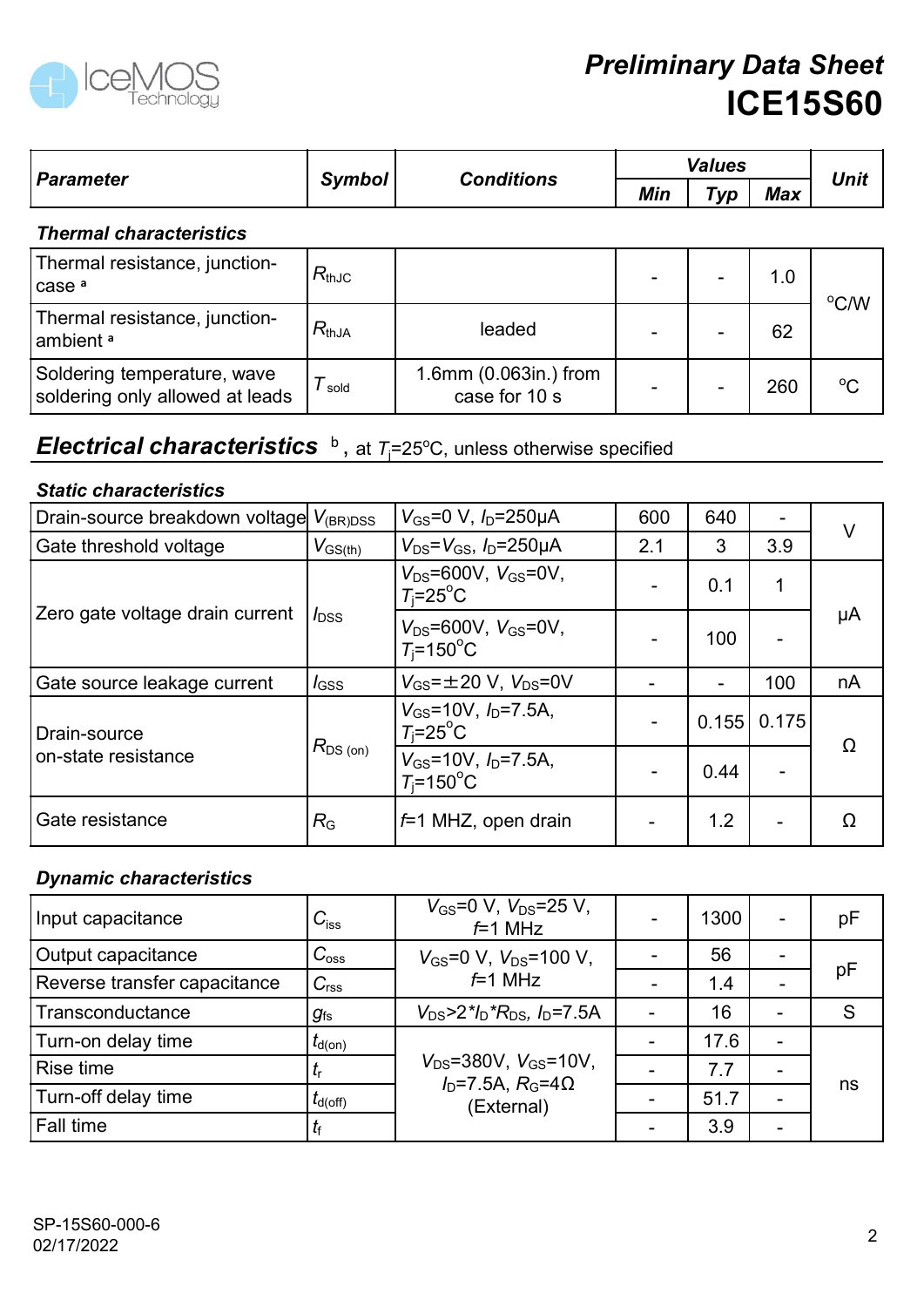| Parameter | Symbol | Conditions | Values | | | Unit |
|---|---|---|---|---|---|---|
| | | | Min | Typ | Max | |
| ***Thermal characteristics*** | | | | | | |
| Thermal resistance, junction-case [a] | $R_{thJC}$ | | - | - | 1.0 | °C/W |
| Thermal resistance, junction-ambient [a] | $R_{thJA}$ | leaded | - | - | 62 | °C/W |
| Soldering temperature, wave soldering only allowed at leads | $T_{sold}$ | 1.6mm (0.063in.) from case for 10 s | - | - | 260 | °C |

## *Electrical characteristics* [b], at $T_j$=25°C, unless otherwise specified

***Static characteristics***

| Parameter | Symbol | Conditions | Min | Typ | Max | Unit |
|---|---|---|---|---|---|---|
| Drain-source breakdown voltage | $V_{(BR)DSS}$ | $V_{GS}$=0 V, $I_D$=250μA | 600 | 640 | - | V |
| Gate threshold voltage | $V_{GS(th)}$ | $V_{DS}$=$V_{GS}$, $I_D$=250μA | 2.1 | 3 | 3.9 | V |
| Zero gate voltage drain current | $I_{DSS}$ | $V_{DS}$=600V, $V_{GS}$=0V, $T_j$=25°C | - | 0.1 | 1 | μA |
| | | $V_{DS}$=600V, $V_{GS}$=0V, $T_j$=150°C | - | 100 | - | μA |
| Gate source leakage current | $I_{GSS}$ | $V_{GS}$=±20 V, $V_{DS}$=0V | - | - | 100 | nA |
| Drain-source on-state resistance | $R_{DS\ (on)}$ | $V_{GS}$=10V, $I_D$=7.5A, $T_j$=25°C | - | 0.155 | 0.175 | Ω |
| | | $V_{GS}$=10V, $I_D$=7.5A, $T_j$=150°C | - | 0.44 | - | Ω |
| Gate resistance | $R_G$ | $f$=1 MHZ, open drain | - | 1.2 | - | Ω |

***Dynamic characteristics***

| Parameter | Symbol | Conditions | Min | Typ | Max | Unit |
|---|---|---|---|---|---|---|
| Input capacitance | $C_{iss}$ | $V_{GS}$=0 V, $V_{DS}$=25 V, $f$=1 MHz | - | 1300 | - | pF |
| Output capacitance | $C_{oss}$ | $V_{GS}$=0 V, $V_{DS}$=100 V, $f$=1 MHz | - | 56 | - | pF |
| Reverse transfer capacitance | $C_{rss}$ | | - | 1.4 | - | pF |
| Transconductance | $g_{fs}$ | $V_{DS}$>2\*$I_D$\*$R_{DS}$, $I_D$=7.5A | - | 16 | - | S |
| Turn-on delay time | $t_{d(on)}$ | $V_{DS}$=380V, $V_{GS}$=10V, $I_D$=7.5A, $R_G$=4Ω (External) | - | 17.6 | - | ns |
| Rise time | $t_r$ | | - | 7.7 | - | ns |
| Turn-off delay time | $t_{d(off)}$ | | - | 51.7 | - | ns |
| Fall time | $t_f$ | | - | 3.9 | - | ns |

SP-15S60-000-6
02/17/2022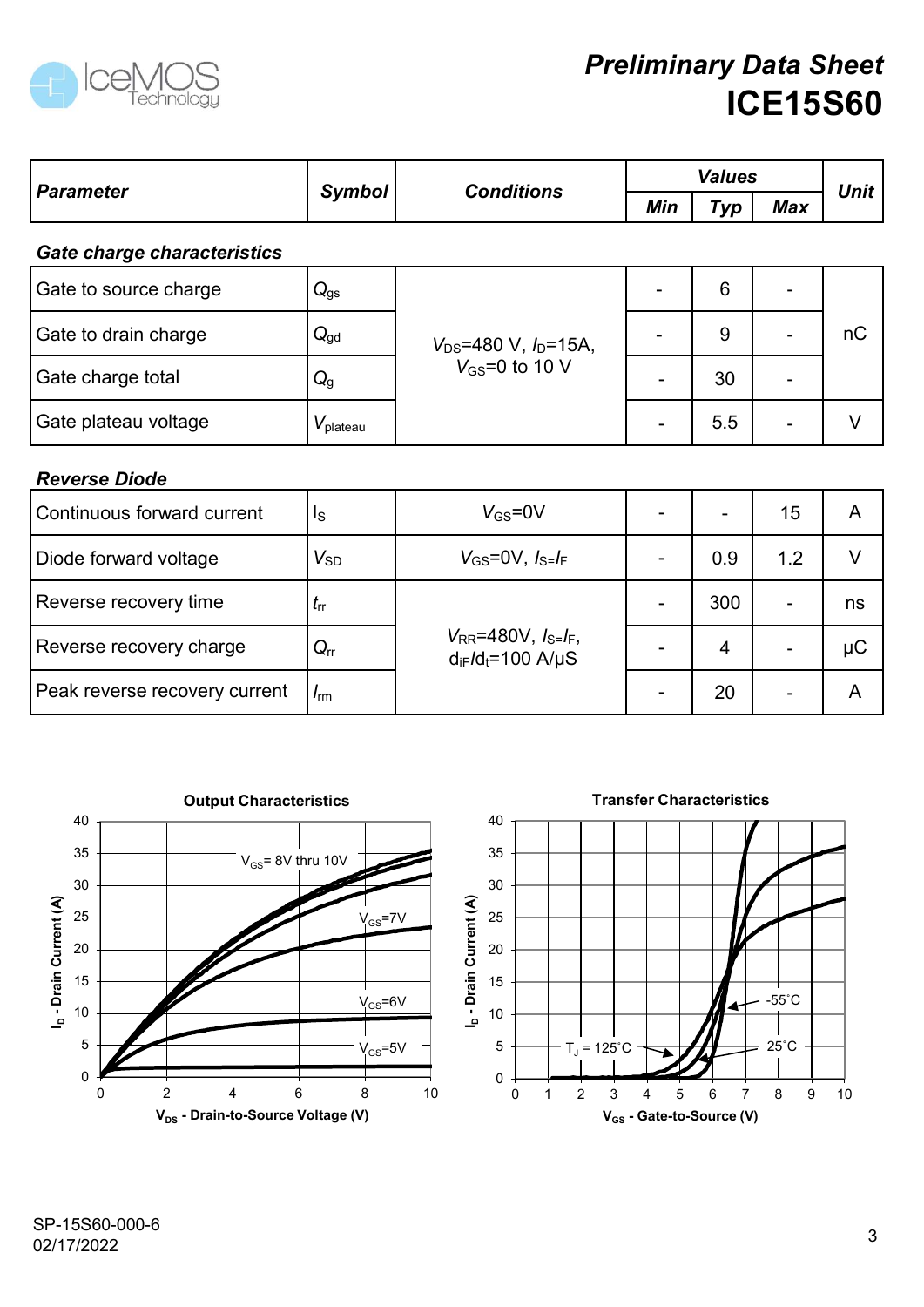| *Parameter* | *Symbol* | *Conditions* | *Values* | | | *Unit* |
|---|---|---|---|---|---|---|
| | | | *Min* | *Typ* | *Max* | |
| ***Gate charge characteristics*** | | | | | | |
| Gate to source charge | $Q_{gs}$ | $V_{DS}$=480 V, $I_D$=15A, $V_{GS}$=0 to 10 V | - | 6 | - | nC |
| Gate to drain charge | $Q_{gd}$ | | - | 9 | - | nC |
| Gate charge total | $Q_g$ | | - | 30 | - | nC |
| Gate plateau voltage | $V_{plateau}$ | | - | 5.5 | - | V |
| ***Reverse Diode*** | | | | | | |
| Continuous forward current | $I_S$ | $V_{GS}$=0V | - | - | 15 | A |
| Diode forward voltage | $V_{SD}$ | $V_{GS}$=0V, $I_S$=$I_F$ | - | 0.9 | 1.2 | V |
| Reverse recovery time | $t_{rr}$ | $V_{RR}$=480V, $I_S$=$I_F$, $d_{iF}/d_t$=100 A/μS | - | 300 | - | ns |
| Reverse recovery charge | $Q_{rr}$ | | - | 4 | - | μC |
| Peak reverse recovery current | $I_{rm}$ | | - | 20 | - | A |

**Output Characteristics**

**Transfer Characteristics**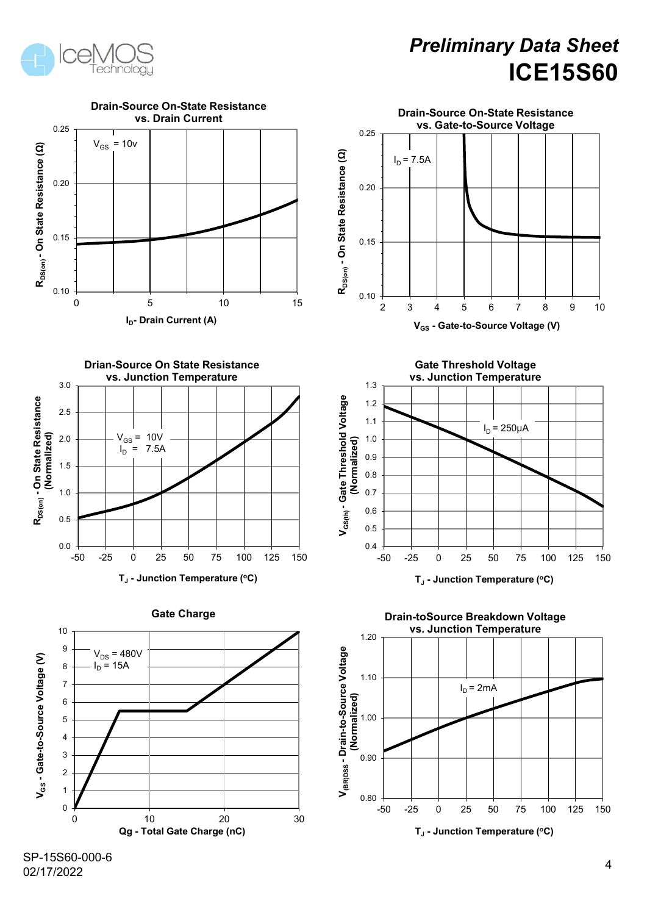**Drain-Source On-State Resistance vs. Drain Current**

$V_{GS}$ = 10v

$R_{DS(on)}$ - On State Resistance (Ω)

$I_D$- Drain Current (A)

**Drain-Source On-State Resistance vs. Gate-to-Source Voltage**

$I_D$ = 7.5A

$R_{DS(on)}$ - On State Resistance (Ω)

$V_{GS}$ - Gate-to-Source Voltage (V)

**Drian-Source On State Resistance vs. Junction Temperature**

$V_{GS}$ = 10V
$I_D$ = 7.5A

$R_{DS(on)}$ - On State Resistance (Normalized)

$T_J$ - Junction Temperature (°C)

**Gate Threshold Voltage vs. Junction Temperature**

$I_D$ = 250μA

$V_{GS(th)}$ - Gate Threshold Voltage (Normalized)

$T_J$ - Junction Temperature (°C)

**Gate Charge**

$V_{DS}$ = 480V
$I_D$ = 15A

$V_{GS}$ - Gate-to-Source Voltage (V)

Qg - Total Gate Charge (nC)

**Drain-toSource Breakdown Voltage vs. Junction Temperature**

$I_D$ = 2mA

$V_{(BR)DSS}$ - Drain-to-Source Voltage (Normalized)

$T_J$ - Junction Temperature (°C)

SP-15S60-000-6
02/17/2022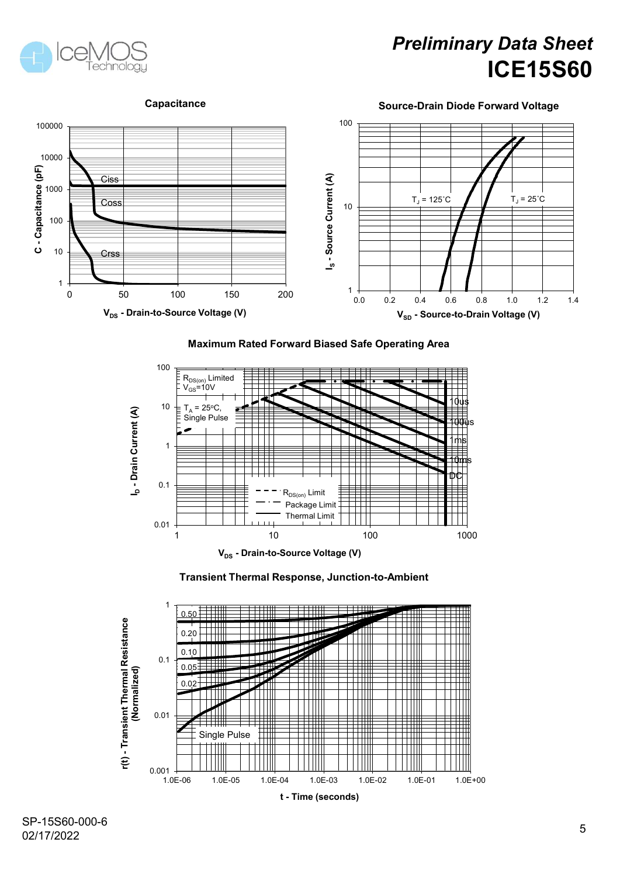## Capacitance

C - Capacitance (pF)

100000, 10000, 1000, 100, 10, 1

Ciss

Coss

Crss

0, 50, 100, 150, 200

$V_{DS}$ - Drain-to-Source Voltage (V)

## Source-Drain Diode Forward Voltage

$I_S$ - Source Current (A)

100, 10, 1

$T_J$ = 125˚C

$T_J$ = 25˚C

0.0, 0.2, 0.4, 0.6, 0.8, 1.0, 1.2, 1.4

$V_{SD}$ - Source-to-Drain Voltage (V)

## Maximum Rated Forward Biased Safe Operating Area

$I_D$ - Drain Current (A)

100, 10, 1, 0.1, 0.01

$R_{DS(on)}$ Limited
$V_{GS}$=10V

$T_A$ = 25ºC,
Single Pulse

10us

100us

1ms

10ms

DC

$R_{DS(on)}$ Limit

Package Limit

Thermal Limit

1, 10, 100, 1000

$V_{DS}$ - Drain-to-Source Voltage (V)

## Transient Thermal Response, Junction-to-Ambient

r(t) - Transient Thermal Resistance (Normalized)

1, 0.1, 0.01, 0.001

0.50

0.20

0.10

0.05

0.02

Single Pulse

1.0E-06, 1.0E-05, 1.0E-04, 1.0E-03, 1.0E-02, 1.0E-01, 1.0E+00

t - Time (seconds)

SP-15S60-000-6
02/17/2022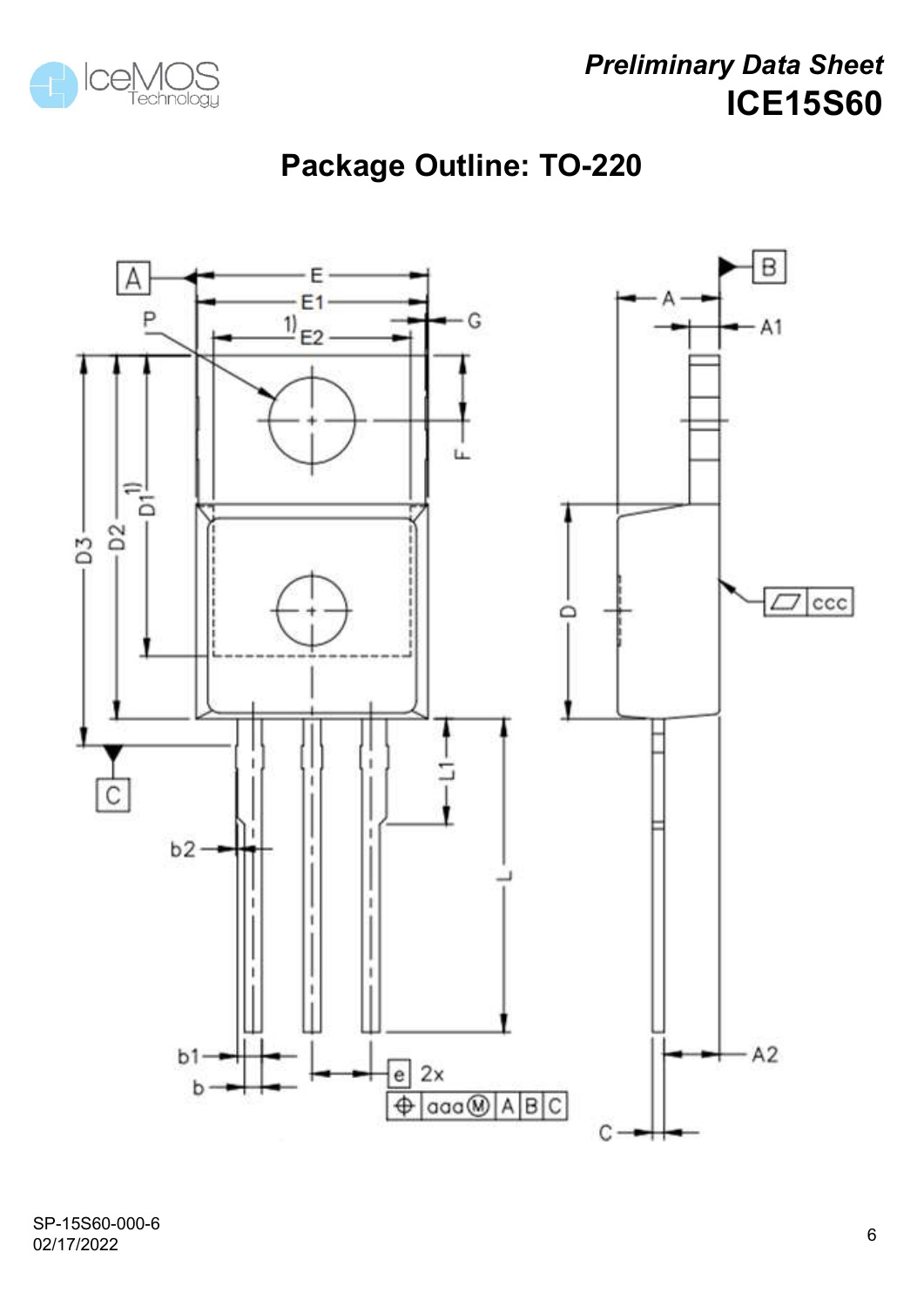## Package Outline: TO-220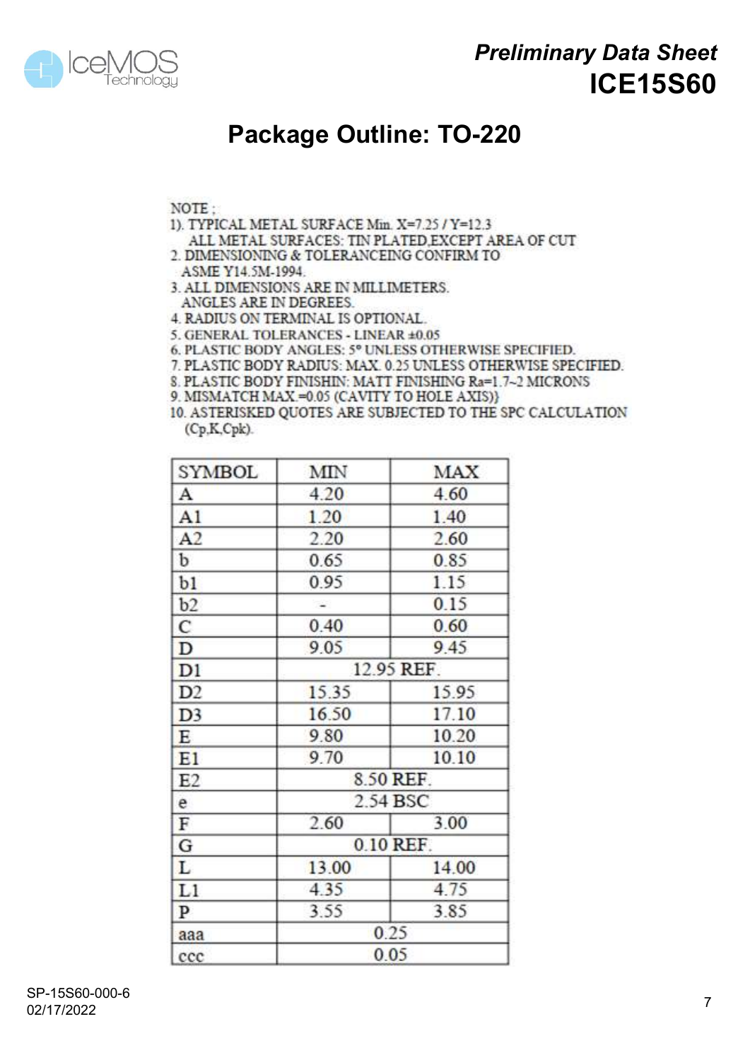# Package Outline: TO-220

NOTE ;

1). TYPICAL METAL SURFACE Min. X=7.25 / Y=12.3
   ALL METAL SURFACES: TIN PLATED,EXCEPT AREA OF CUT
2. DIMENSIONING & TOLERANCEING CONFIRM TO
   ASME Y14.5M-1994.
3. ALL DIMENSIONS ARE IN MILLIMETERS.
   ANGLES ARE IN DEGREES.
4. RADIUS ON TERMINAL IS OPTIONAL.
5. GENERAL TOLERANCES - LINEAR ±0.05
6. PLASTIC BODY ANGLES: 5° UNLESS OTHERWISE SPECIFIED.
7. PLASTIC BODY RADIUS: MAX. 0.25 UNLESS OTHERWISE SPECIFIED.
8. PLASTIC BODY FINISHIN: MATT FINISHING Ra=1.7~2 MICRONS
9. MISMATCH MAX.=0.05 (CAVITY TO HOLE AXIS)}
10. ASTERISKED QUOTES ARE SUBJECTED TO THE SPC CALCULATION
    (Cp,K,Cpk).

| SYMBOL | MIN | MAX |
|---|---|---|
| A | 4.20 | 4.60 |
| A1 | 1.20 | 1.40 |
| A2 | 2.20 | 2.60 |
| b | 0.65 | 0.85 |
| b1 | 0.95 | 1.15 |
| b2 | - | 0.15 |
| C | 0.40 | 0.60 |
| D | 9.05 | 9.45 |
| D1 | 12.95 REF. | |
| D2 | 15.35 | 15.95 |
| D3 | 16.50 | 17.10 |
| E | 9.80 | 10.20 |
| E1 | 9.70 | 10.10 |
| E2 | 8.50 REF. | |
| e | 2.54 BSC | |
| F | 2.60 | 3.00 |
| G | 0.10 REF. | |
| L | 13.00 | 14.00 |
| L1 | 4.35 | 4.75 |
| P | 3.55 | 3.85 |
| aaa | 0.25 | |
| ccc | 0.05 | |

SP-15S60-000-6
02/17/2022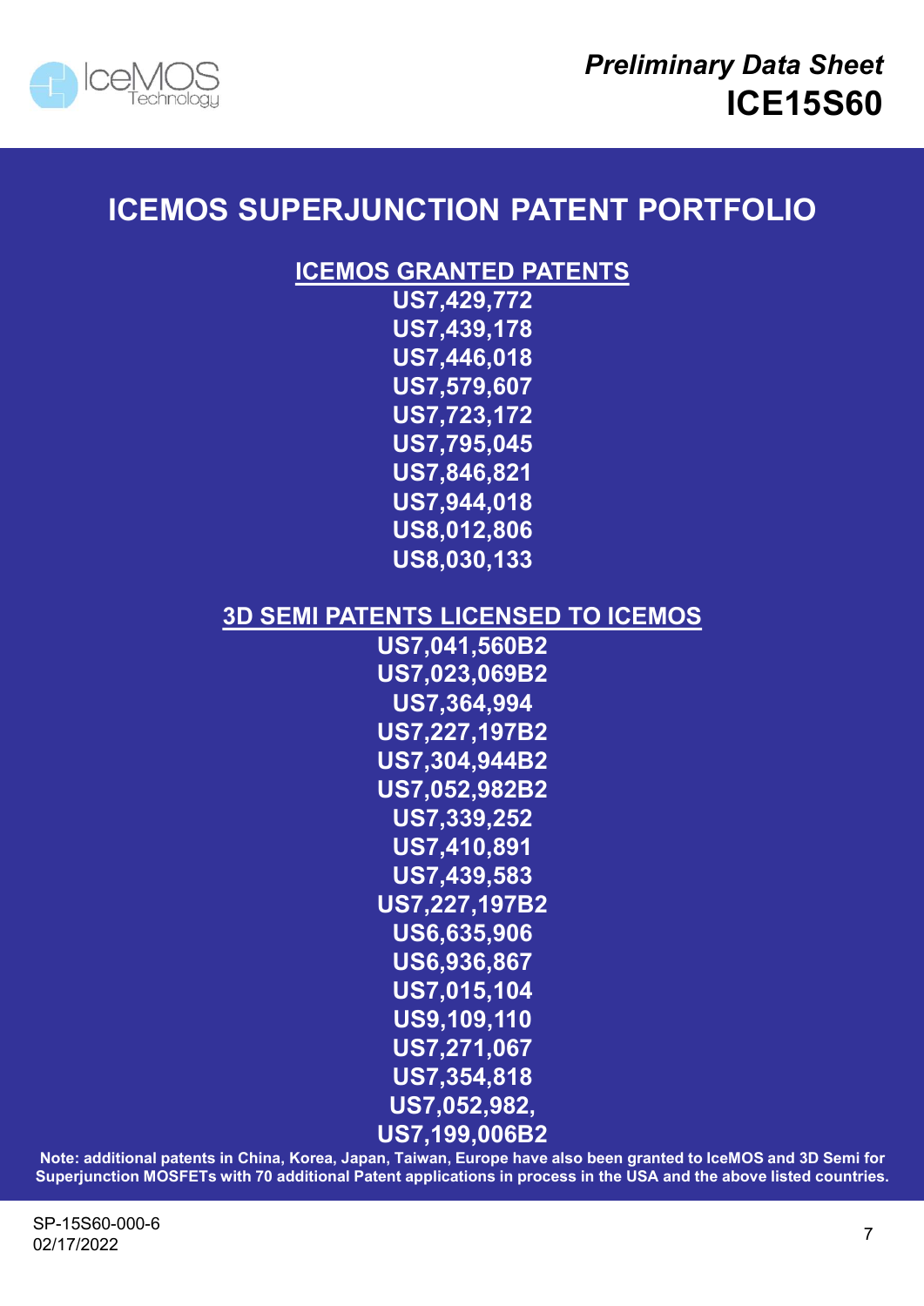# ICEMOS SUPERJUNCTION PATENT PORTFOLIO

## ICEMOS GRANTED PATENTS

US7,429,772
US7,439,178
US7,446,018
US7,579,607
US7,723,172
US7,795,045
US7,846,821
US7,944,018
US8,012,806
US8,030,133

## 3D SEMI PATENTS LICENSED TO ICEMOS

US7,041,560B2
US7,023,069B2
US7,364,994
US7,227,197B2
US7,304,944B2
US7,052,982B2
US7,339,252
US7,410,891
US7,439,583
US7,227,197B2
US6,635,906
US6,936,867
US7,015,104
US9,109,110
US7,271,067
US7,354,818
US7,052,982,
US7,199,006B2

**Note: additional patents in China, Korea, Japan, Taiwan, Europe have also been granted to IceMOS and 3D Semi for Superjunction MOSFETs with 70 additional Patent applications in process in the USA and the above listed countries.**

SP-15S60-000-6
02/17/2022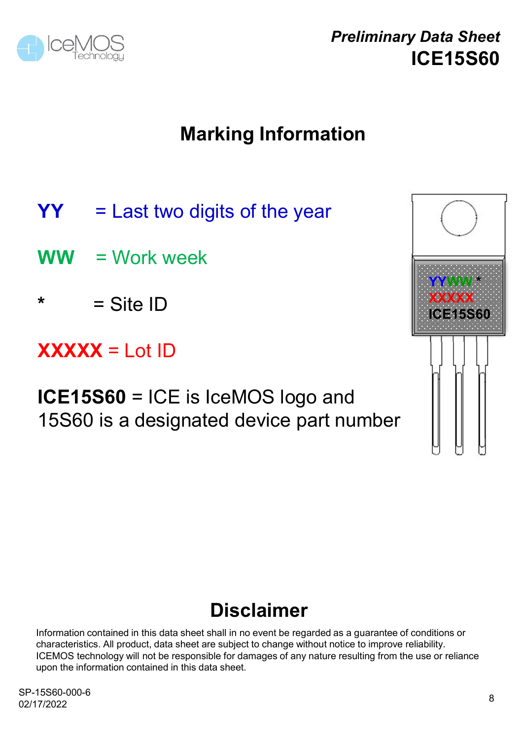## Marking Information

**YY** = Last two digits of the year

**WW** = Work week

* = Site ID

**XXXXX** = Lot ID

**ICE15S60** = ICE is IceMOS logo and 15S60 is a designated device part number

YYWW *
XXXXX
ICE15S60

## Disclaimer

Information contained in this data sheet shall in no event be regarded as a guarantee of conditions or characteristics. All product, data sheet are subject to change without notice to improve reliability. ICEMOS technology will not be responsible for damages of any nature resulting from the use or reliance upon the information contained in this data sheet.

SP-15S60-000-6
02/17/2022